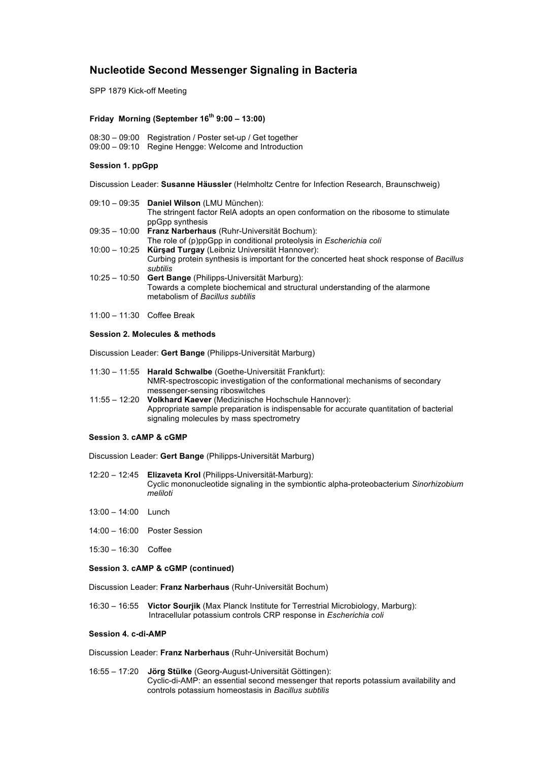# Nucleotide Second Messenger Signaling in Bacteria

SPP 1879 Kick-off Meeting

### Friday Morning (September 16th 9:00 – 13:00)

08:30 – 09:00 Registration / Poster set-up / Get together
09:00 – 09:10 Regine Hengge: Welcome and Introduction

#### Session 1. ppGpp

Discussion Leader: **Susanne Häussler** (Helmholtz Centre for Infection Research, Braunschweig)

09:10 – 09:35 **Daniel Wilson** (LMU München):
The stringent factor RelA adopts an open conformation on the ribosome to stimulate ppGpp synthesis

09:35 – 10:00 **Franz Narberhaus** (Ruhr-Universität Bochum):
The role of (p)ppGpp in conditional proteolysis in *Escherichia coli*

10:00 – 10:25 **Kürşad Turgay** (Leibniz Universität Hannover):
Curbing protein synthesis is important for the concerted heat shock response of *Bacillus subtilis*

10:25 – 10:50 **Gert Bange** (Philipps-Universität Marburg):
Towards a complete biochemical and structural understanding of the alarmone metabolism of *Bacillus subtilis*

11:00 – 11:30 Coffee Break

#### Session 2. Molecules & methods

Discussion Leader: **Gert Bange** (Philipps-Universität Marburg)

11:30 – 11:55 **Harald Schwalbe** (Goethe-Universität Frankfurt):
NMR-spectroscopic investigation of the conformational mechanisms of secondary messenger-sensing riboswitches

11:55 – 12:20 **Volkhard Kaever** (Medizinische Hochschule Hannover):
Appropriate sample preparation is indispensable for accurate quantitation of bacterial signaling molecules by mass spectrometry

#### Session 3. cAMP & cGMP

Discussion Leader: **Gert Bange** (Philipps-Universität Marburg)

12:20 – 12:45 **Elizaveta Krol** (Philipps-Universität-Marburg):
Cyclic mononucleotide signaling in the symbiontic alpha-proteobacterium *Sinorhizobium meliloti*

13:00 – 14:00 Lunch

14:00 – 16:00 Poster Session

15:30 – 16:30 Coffee

#### Session 3. cAMP & cGMP (continued)

Discussion Leader: **Franz Narberhaus** (Ruhr-Universität Bochum)

16:30 – 16:55 **Victor Sourjik** (Max Planck Institute for Terrestrial Microbiology, Marburg):
Intracellular potassium controls CRP response in *Escherichia coli*

#### Session 4. c-di-AMP

Discussion Leader: **Franz Narberhaus** (Ruhr-Universität Bochum)

16:55 – 17:20 **Jörg Stülke** (Georg-August-Universität Göttingen):
Cyclic-di-AMP: an essential second messenger that reports potassium availability and controls potassium homeostasis in *Bacillus subtilis*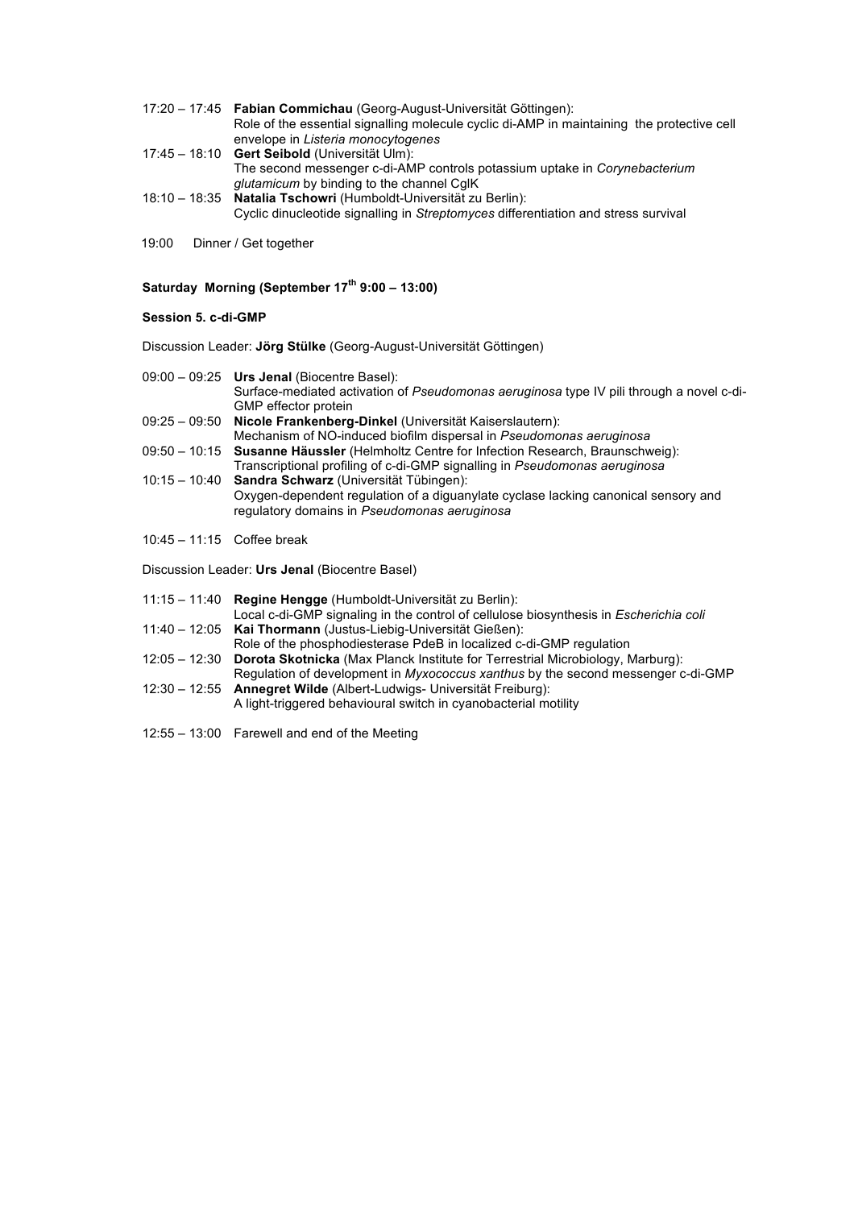17:20 – 17:45 **Fabian Commichau** (Georg-August-Universität Göttingen):
Role of the essential signalling molecule cyclic di-AMP in maintaining the protective cell envelope in *Listeria monocytogenes*

17:45 – 18:10 **Gert Seibold** (Universität Ulm):
The second messenger c-di-AMP controls potassium uptake in *Corynebacterium glutamicum* by binding to the channel CglK

18:10 – 18:35 **Natalia Tschowri** (Humboldt-Universität zu Berlin):
Cyclic dinucleotide signalling in *Streptomyces* differentiation and stress survival

19:00 Dinner / Get together

**Saturday Morning (September 17th 9:00 – 13:00)**

**Session 5. c-di-GMP**

Discussion Leader: **Jörg Stülke** (Georg-August-Universität Göttingen)

09:00 – 09:25 **Urs Jenal** (Biocentre Basel):
Surface-mediated activation of *Pseudomonas aeruginosa* type IV pili through a novel c-di-GMP effector protein

09:25 – 09:50 **Nicole Frankenberg-Dinkel** (Universität Kaiserslautern):
Mechanism of NO-induced biofilm dispersal in *Pseudomonas aeruginosa*

09:50 – 10:15 **Susanne Häussler** (Helmholtz Centre for Infection Research, Braunschweig):
Transcriptional profiling of c-di-GMP signalling in *Pseudomonas aeruginosa*

10:15 – 10:40 **Sandra Schwarz** (Universität Tübingen):
Oxygen-dependent regulation of a diguanylate cyclase lacking canonical sensory and regulatory domains in *Pseudomonas aeruginosa*

10:45 – 11:15 Coffee break

Discussion Leader: **Urs Jenal** (Biocentre Basel)

11:15 – 11:40 **Regine Hengge** (Humboldt-Universität zu Berlin):
Local c-di-GMP signaling in the control of cellulose biosynthesis in *Escherichia coli*

11:40 – 12:05 **Kai Thormann** (Justus-Liebig-Universität Gießen):
Role of the phosphodiesterase PdeB in localized c-di-GMP regulation

12:05 – 12:30 **Dorota Skotnicka** (Max Planck Institute for Terrestrial Microbiology, Marburg):
Regulation of development in *Myxococcus xanthus* by the second messenger c-di-GMP

12:30 – 12:55 **Annegret Wilde** (Albert-Ludwigs- Universität Freiburg):
A light-triggered behavioural switch in cyanobacterial motility

12:55 – 13:00 Farewell and end of the Meeting